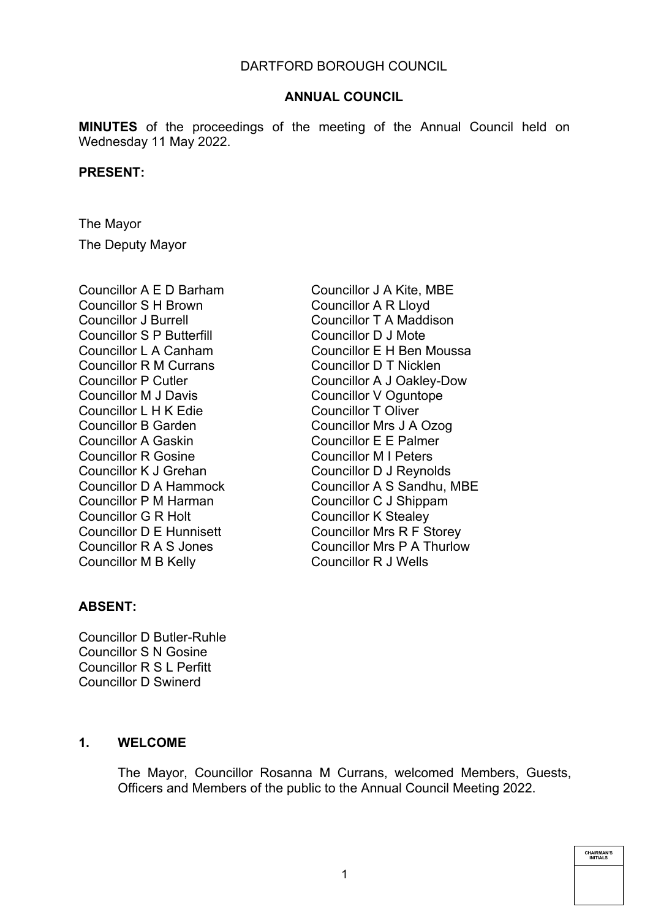DARTFORD BOROUGH COUNCIL

**ANNUAL COUNCIL**

**MINUTES** of the proceedings of the meeting of the Annual Council held on Wednesday 11 May 2022.

**PRESENT:**

The Mayor

The Deputy Mayor

Councillor A E D Barham
Councillor S H Brown
Councillor J Burrell
Councillor S P Butterfill
Councillor L A Canham
Councillor R M Currans
Councillor P Cutler
Councillor M J Davis
Councillor L H K Edie
Councillor B Garden
Councillor A Gaskin
Councillor R Gosine
Councillor K J Grehan
Councillor D A Hammock
Councillor P M Harman
Councillor G R Holt
Councillor D E Hunnisett
Councillor R A S Jones
Councillor M B Kelly
Councillor J A Kite, MBE
Councillor A R Lloyd
Councillor T A Maddison
Councillor D J Mote
Councillor E H Ben Moussa
Councillor D T Nicklen
Councillor A J Oakley-Dow
Councillor V Oguntope
Councillor T Oliver
Councillor Mrs J A Ozog
Councillor E E Palmer
Councillor M I Peters
Councillor D J Reynolds
Councillor A S Sandhu, MBE
Councillor C J Shippam
Councillor K Stealey
Councillor Mrs R F Storey
Councillor Mrs P A Thurlow
Councillor R J Wells

**ABSENT:**

Councillor D Butler-Ruhle
Councillor S N Gosine
Councillor R S L Perfitt
Councillor D Swinerd

## 1. WELCOME

The Mayor, Councillor Rosanna M Currans, welcomed Members, Guests, Officers and Members of the public to the Annual Council Meeting 2022.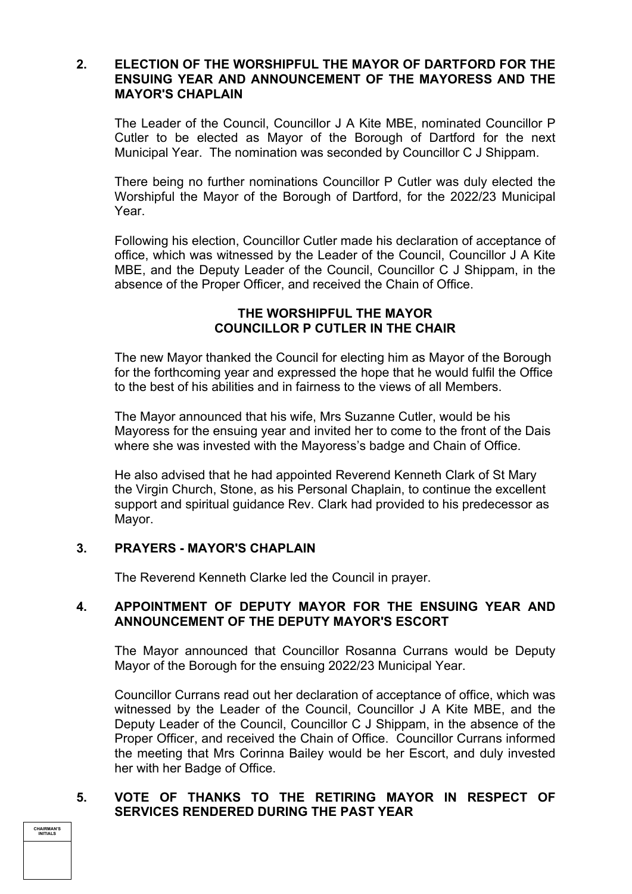## 2. ELECTION OF THE WORSHIPFUL THE MAYOR OF DARTFORD FOR THE ENSUING YEAR AND ANNOUNCEMENT OF THE MAYORESS AND THE MAYOR'S CHAPLAIN

The Leader of the Council, Councillor J A Kite MBE, nominated Councillor P Cutler to be elected as Mayor of the Borough of Dartford for the next Municipal Year. The nomination was seconded by Councillor C J Shippam.

There being no further nominations Councillor P Cutler was duly elected the Worshipful the Mayor of the Borough of Dartford, for the 2022/23 Municipal Year.

Following his election, Councillor Cutler made his declaration of acceptance of office, which was witnessed by the Leader of the Council, Councillor J A Kite MBE, and the Deputy Leader of the Council, Councillor C J Shippam, in the absence of the Proper Officer, and received the Chain of Office.

**THE WORSHIPFUL THE MAYOR**
**COUNCILLOR P CUTLER IN THE CHAIR**

The new Mayor thanked the Council for electing him as Mayor of the Borough for the forthcoming year and expressed the hope that he would fulfil the Office to the best of his abilities and in fairness to the views of all Members.

The Mayor announced that his wife, Mrs Suzanne Cutler, would be his Mayoress for the ensuing year and invited her to come to the front of the Dais where she was invested with the Mayoress's badge and Chain of Office.

He also advised that he had appointed Reverend Kenneth Clark of St Mary the Virgin Church, Stone, as his Personal Chaplain, to continue the excellent support and spiritual guidance Rev. Clark had provided to his predecessor as Mayor.

## 3. PRAYERS - MAYOR'S CHAPLAIN

The Reverend Kenneth Clarke led the Council in prayer.

## 4. APPOINTMENT OF DEPUTY MAYOR FOR THE ENSUING YEAR AND ANNOUNCEMENT OF THE DEPUTY MAYOR'S ESCORT

The Mayor announced that Councillor Rosanna Currans would be Deputy Mayor of the Borough for the ensuing 2022/23 Municipal Year.

Councillor Currans read out her declaration of acceptance of office, which was witnessed by the Leader of the Council, Councillor J A Kite MBE, and the Deputy Leader of the Council, Councillor C J Shippam, in the absence of the Proper Officer, and received the Chain of Office. Councillor Currans informed the meeting that Mrs Corinna Bailey would be her Escort, and duly invested her with her Badge of Office.

## 5. VOTE OF THANKS TO THE RETIRING MAYOR IN RESPECT OF SERVICES RENDERED DURING THE PAST YEAR

| CHAIRMAN'S INITIALS |
|---|
| |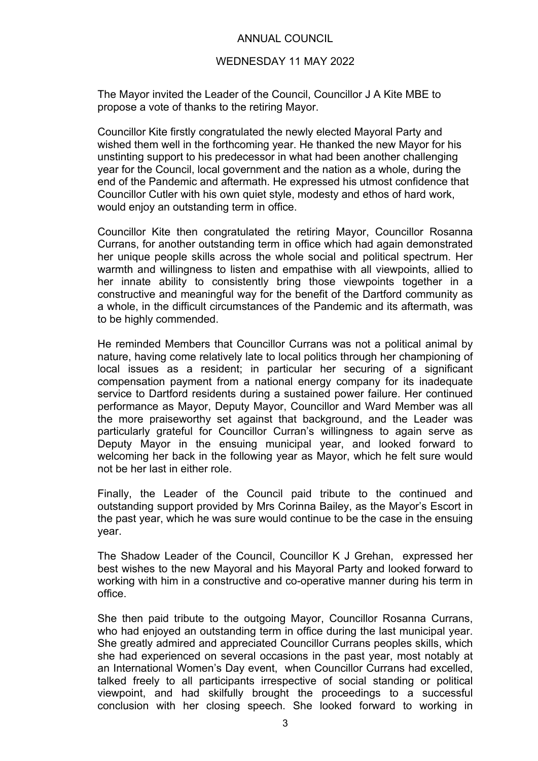ANNUAL COUNCIL

WEDNESDAY 11 MAY 2022

The Mayor invited the Leader of the Council, Councillor J A Kite MBE to propose a vote of thanks to the retiring Mayor.

Councillor Kite firstly congratulated the newly elected Mayoral Party and wished them well in the forthcoming year. He thanked the new Mayor for his unstinting support to his predecessor in what had been another challenging year for the Council, local government and the nation as a whole, during the end of the Pandemic and aftermath. He expressed his utmost confidence that Councillor Cutler with his own quiet style, modesty and ethos of hard work, would enjoy an outstanding term in office.

Councillor Kite then congratulated the retiring Mayor, Councillor Rosanna Currans, for another outstanding term in office which had again demonstrated her unique people skills across the whole social and political spectrum. Her warmth and willingness to listen and empathise with all viewpoints, allied to her innate ability to consistently bring those viewpoints together in a constructive and meaningful way for the benefit of the Dartford community as a whole, in the difficult circumstances of the Pandemic and its aftermath, was to be highly commended.

He reminded Members that Councillor Currans was not a political animal by nature, having come relatively late to local politics through her championing of local issues as a resident; in particular her securing of a significant compensation payment from a national energy company for its inadequate service to Dartford residents during a sustained power failure. Her continued performance as Mayor, Deputy Mayor, Councillor and Ward Member was all the more praiseworthy set against that background, and the Leader was particularly grateful for Councillor Curran's willingness to again serve as Deputy Mayor in the ensuing municipal year, and looked forward to welcoming her back in the following year as Mayor, which he felt sure would not be her last in either role.

Finally, the Leader of the Council paid tribute to the continued and outstanding support provided by Mrs Corinna Bailey, as the Mayor's Escort in the past year, which he was sure would continue to be the case in the ensuing year.

The Shadow Leader of the Council, Councillor K J Grehan, expressed her best wishes to the new Mayoral and his Mayoral Party and looked forward to working with him in a constructive and co-operative manner during his term in office.

She then paid tribute to the outgoing Mayor, Councillor Rosanna Currans, who had enjoyed an outstanding term in office during the last municipal year. She greatly admired and appreciated Councillor Currans peoples skills, which she had experienced on several occasions in the past year, most notably at an International Women's Day event, when Councillor Currans had excelled, talked freely to all participants irrespective of social standing or political viewpoint, and had skilfully brought the proceedings to a successful conclusion with her closing speech. She looked forward to working in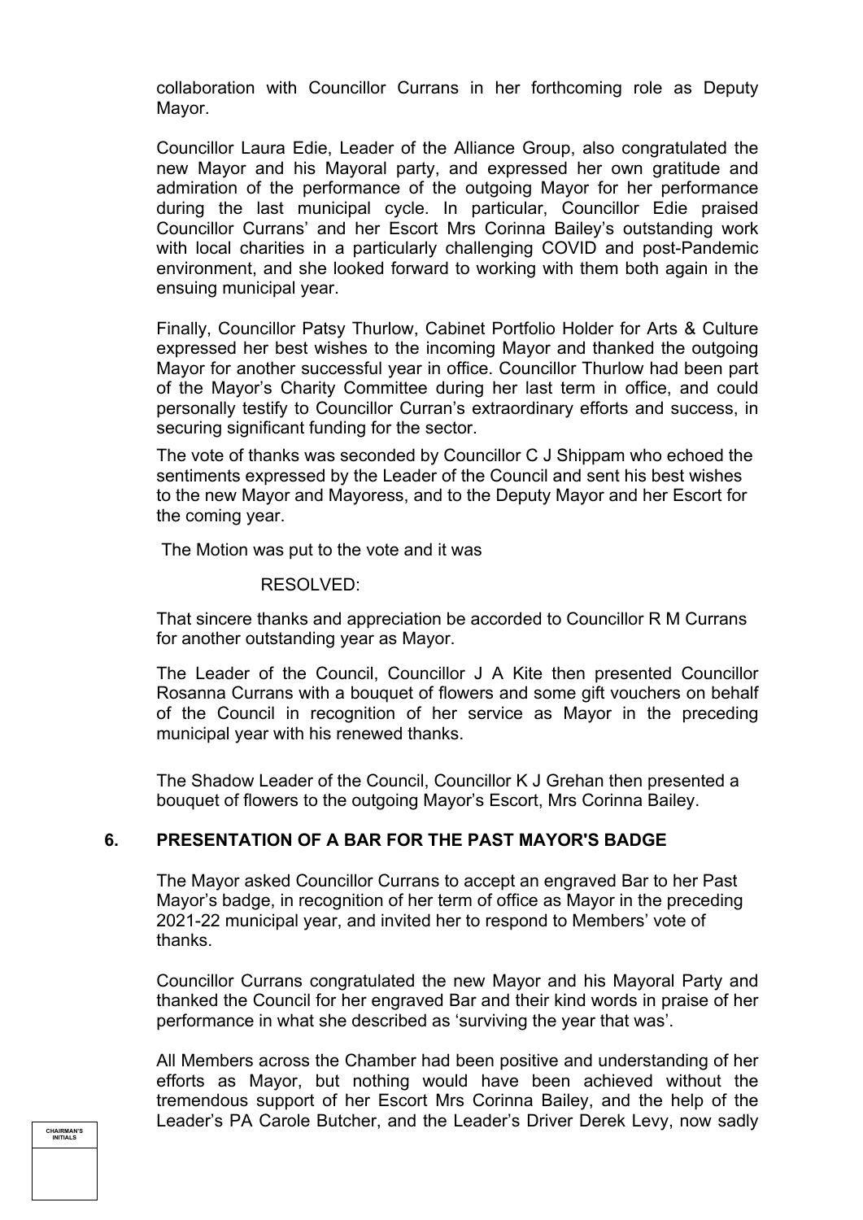collaboration with Councillor Currans in her forthcoming role as Deputy Mayor.

Councillor Laura Edie, Leader of the Alliance Group, also congratulated the new Mayor and his Mayoral party, and expressed her own gratitude and admiration of the performance of the outgoing Mayor for her performance during the last municipal cycle. In particular, Councillor Edie praised Councillor Currans' and her Escort Mrs Corinna Bailey's outstanding work with local charities in a particularly challenging COVID and post-Pandemic environment, and she looked forward to working with them both again in the ensuing municipal year.

Finally, Councillor Patsy Thurlow, Cabinet Portfolio Holder for Arts & Culture expressed her best wishes to the incoming Mayor and thanked the outgoing Mayor for another successful year in office. Councillor Thurlow had been part of the Mayor's Charity Committee during her last term in office, and could personally testify to Councillor Curran's extraordinary efforts and success, in securing significant funding for the sector.

The vote of thanks was seconded by Councillor C J Shippam who echoed the sentiments expressed by the Leader of the Council and sent his best wishes to the new Mayor and Mayoress, and to the Deputy Mayor and her Escort for the coming year.

The Motion was put to the vote and it was

RESOLVED:

That sincere thanks and appreciation be accorded to Councillor R M Currans for another outstanding year as Mayor.

The Leader of the Council, Councillor J A Kite then presented Councillor Rosanna Currans with a bouquet of flowers and some gift vouchers on behalf of the Council in recognition of her service as Mayor in the preceding municipal year with his renewed thanks.

The Shadow Leader of the Council, Councillor K J Grehan then presented a bouquet of flowers to the outgoing Mayor's Escort, Mrs Corinna Bailey.

## 6. PRESENTATION OF A BAR FOR THE PAST MAYOR'S BADGE

The Mayor asked Councillor Currans to accept an engraved Bar to her Past Mayor's badge, in recognition of her term of office as Mayor in the preceding 2021-22 municipal year, and invited her to respond to Members' vote of thanks.

Councillor Currans congratulated the new Mayor and his Mayoral Party and thanked the Council for her engraved Bar and their kind words in praise of her performance in what she described as 'surviving the year that was'.

All Members across the Chamber had been positive and understanding of her efforts as Mayor, but nothing would have been achieved without the tremendous support of her Escort Mrs Corinna Bailey, and the help of the Leader's PA Carole Butcher, and the Leader's Driver Derek Levy, now sadly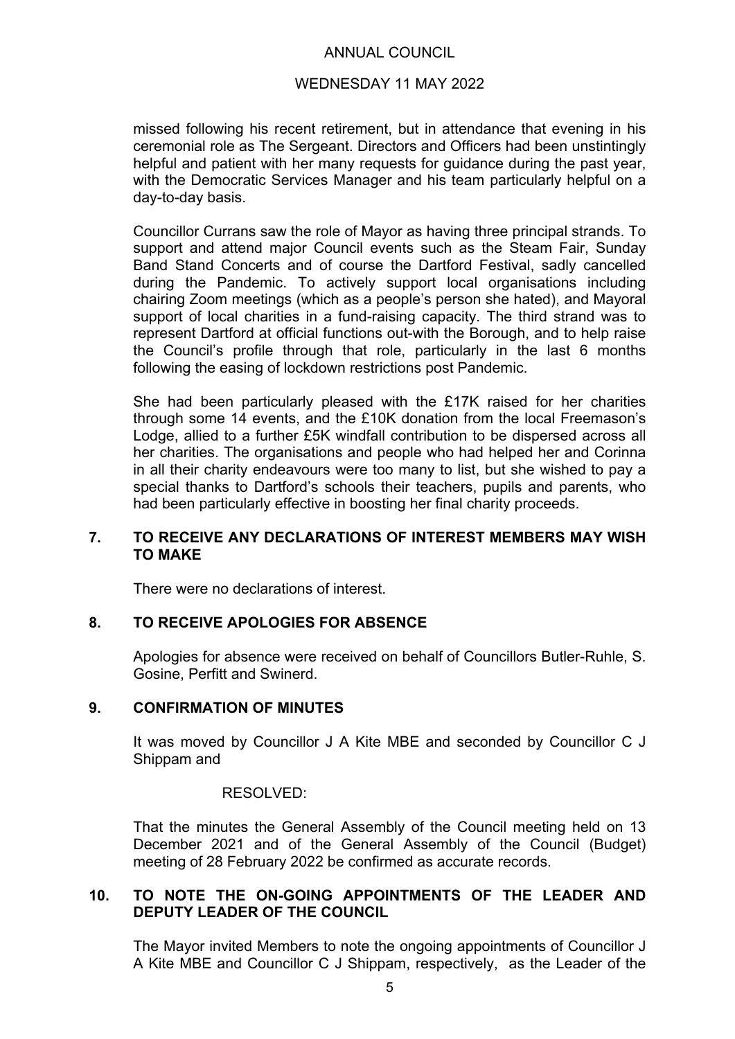missed following his recent retirement, but in attendance that evening in his ceremonial role as The Sergeant. Directors and Officers had been unstintingly helpful and patient with her many requests for guidance during the past year, with the Democratic Services Manager and his team particularly helpful on a day-to-day basis.

Councillor Currans saw the role of Mayor as having three principal strands. To support and attend major Council events such as the Steam Fair, Sunday Band Stand Concerts and of course the Dartford Festival, sadly cancelled during the Pandemic. To actively support local organisations including chairing Zoom meetings (which as a people's person she hated), and Mayoral support of local charities in a fund-raising capacity. The third strand was to represent Dartford at official functions out-with the Borough, and to help raise the Council's profile through that role, particularly in the last 6 months following the easing of lockdown restrictions post Pandemic.

She had been particularly pleased with the £17K raised for her charities through some 14 events, and the £10K donation from the local Freemason's Lodge, allied to a further £5K windfall contribution to be dispersed across all her charities. The organisations and people who had helped her and Corinna in all their charity endeavours were too many to list, but she wished to pay a special thanks to Dartford's schools their teachers, pupils and parents, who had been particularly effective in boosting her final charity proceeds.

## 7. TO RECEIVE ANY DECLARATIONS OF INTEREST MEMBERS MAY WISH TO MAKE

There were no declarations of interest.

## 8. TO RECEIVE APOLOGIES FOR ABSENCE

Apologies for absence were received on behalf of Councillors Butler-Ruhle, S. Gosine, Perfitt and Swinerd.

## 9. CONFIRMATION OF MINUTES

It was moved by Councillor J A Kite MBE and seconded by Councillor C J Shippam and

RESOLVED:

That the minutes the General Assembly of the Council meeting held on 13 December 2021 and of the General Assembly of the Council (Budget) meeting of 28 February 2022 be confirmed as accurate records.

## 10. TO NOTE THE ON-GOING APPOINTMENTS OF THE LEADER AND DEPUTY LEADER OF THE COUNCIL

The Mayor invited Members to note the ongoing appointments of Councillor J A Kite MBE and Councillor C J Shippam, respectively, as the Leader of the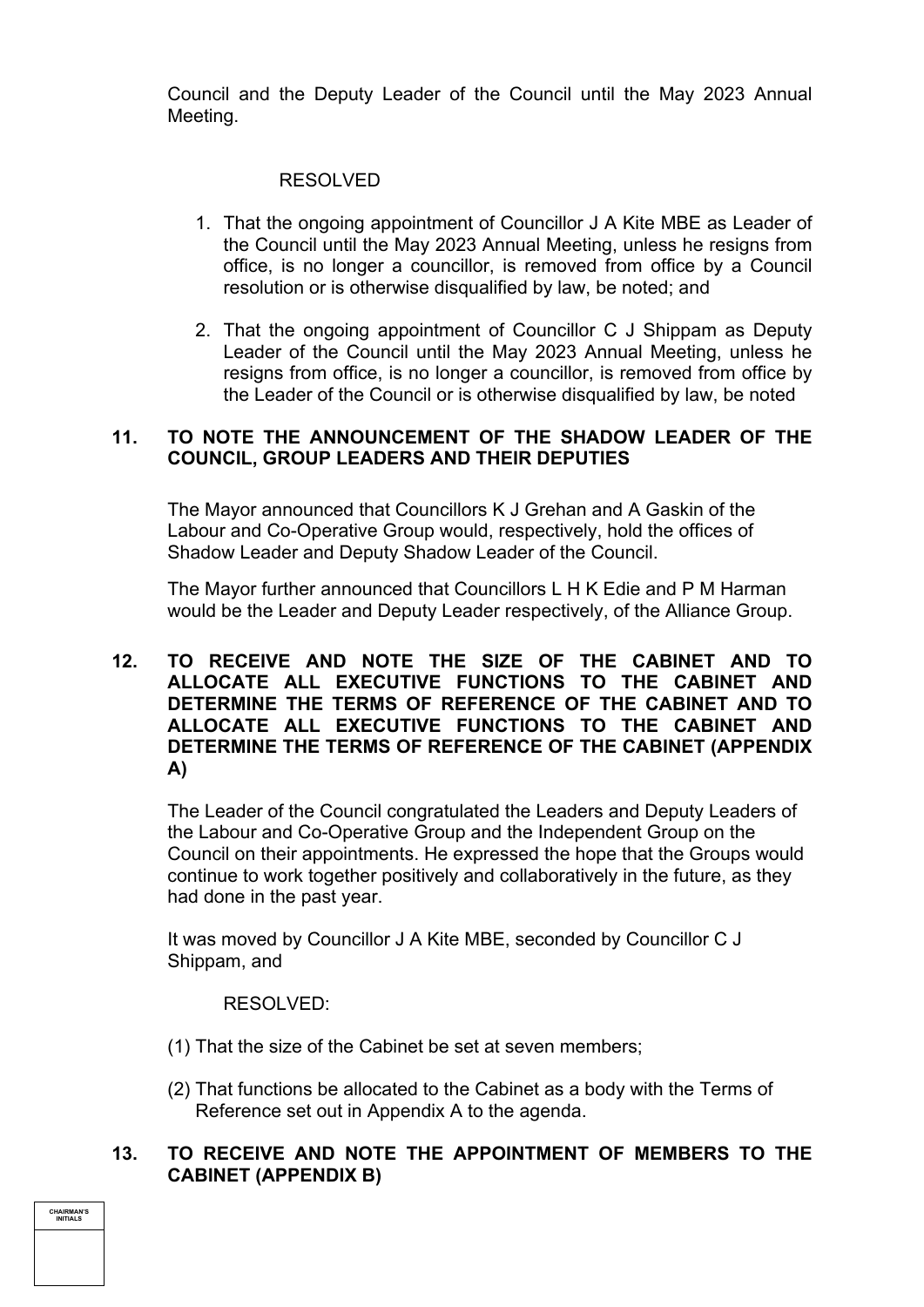Council and the Deputy Leader of the Council until the May 2023 Annual Meeting.

RESOLVED

1. That the ongoing appointment of Councillor J A Kite MBE as Leader of the Council until the May 2023 Annual Meeting, unless he resigns from office, is no longer a councillor, is removed from office by a Council resolution or is otherwise disqualified by law, be noted; and

2. That the ongoing appointment of Councillor C J Shippam as Deputy Leader of the Council until the May 2023 Annual Meeting, unless he resigns from office, is no longer a councillor, is removed from office by the Leader of the Council or is otherwise disqualified by law, be noted

## 11. TO NOTE THE ANNOUNCEMENT OF THE SHADOW LEADER OF THE COUNCIL, GROUP LEADERS AND THEIR DEPUTIES

The Mayor announced that Councillors K J Grehan and A Gaskin of the Labour and Co-Operative Group would, respectively, hold the offices of Shadow Leader and Deputy Shadow Leader of the Council.

The Mayor further announced that Councillors L H K Edie and P M Harman would be the Leader and Deputy Leader respectively, of the Alliance Group.

## 12. TO RECEIVE AND NOTE THE SIZE OF THE CABINET AND TO ALLOCATE ALL EXECUTIVE FUNCTIONS TO THE CABINET AND DETERMINE THE TERMS OF REFERENCE OF THE CABINET AND TO ALLOCATE ALL EXECUTIVE FUNCTIONS TO THE CABINET AND DETERMINE THE TERMS OF REFERENCE OF THE CABINET (APPENDIX A)

The Leader of the Council congratulated the Leaders and Deputy Leaders of the Labour and Co-Operative Group and the Independent Group on the Council on their appointments. He expressed the hope that the Groups would continue to work together positively and collaboratively in the future, as they had done in the past year.

It was moved by Councillor J A Kite MBE, seconded by Councillor C J Shippam, and

RESOLVED:

(1) That the size of the Cabinet be set at seven members;

(2) That functions be allocated to the Cabinet as a body with the Terms of Reference set out in Appendix A to the agenda.

## 13. TO RECEIVE AND NOTE THE APPOINTMENT OF MEMBERS TO THE CABINET (APPENDIX B)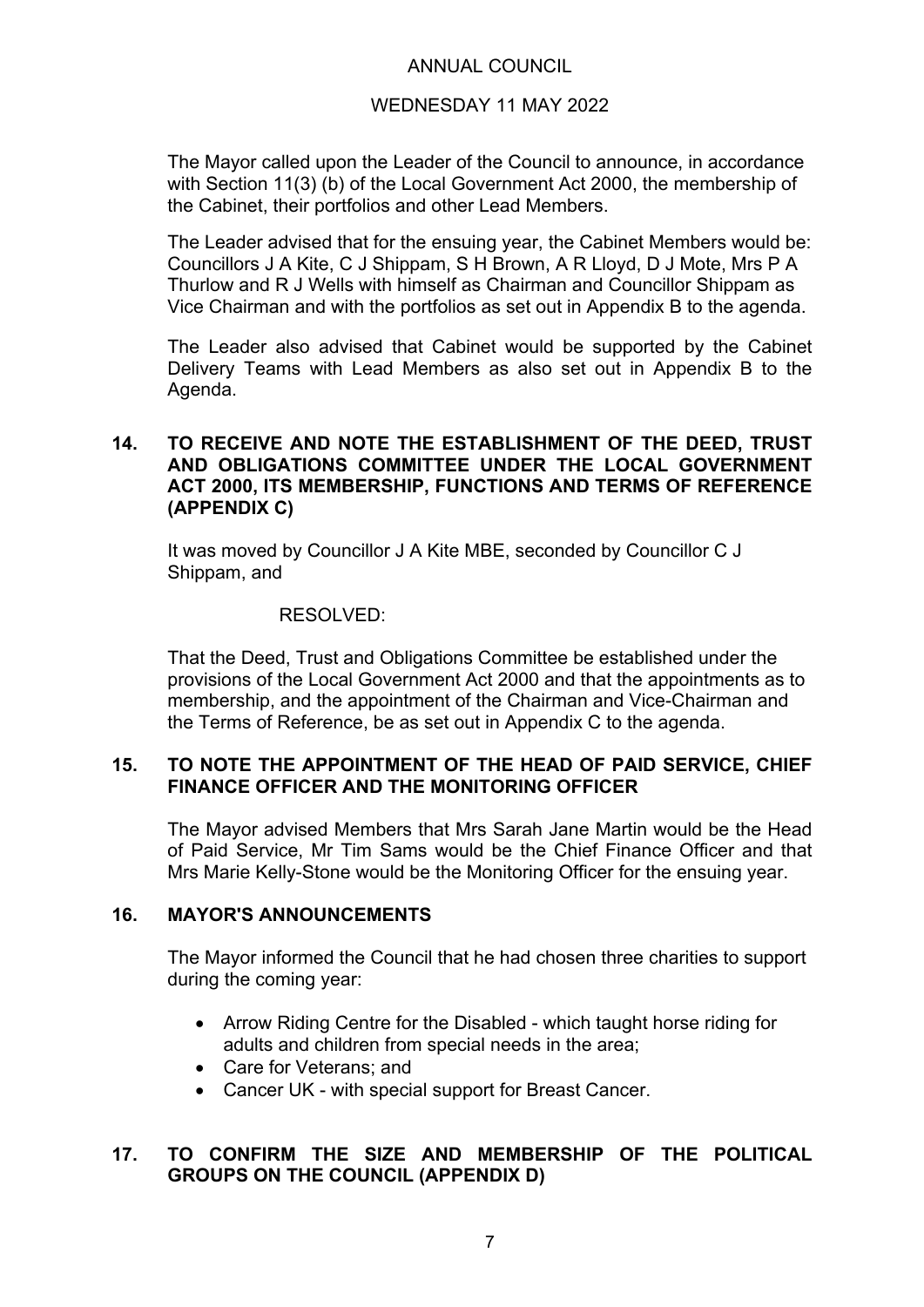The Mayor called upon the Leader of the Council to announce, in accordance with Section 11(3) (b) of the Local Government Act 2000, the membership of the Cabinet, their portfolios and other Lead Members.

The Leader advised that for the ensuing year, the Cabinet Members would be: Councillors J A Kite, C J Shippam, S H Brown, A R Lloyd, D J Mote, Mrs P A Thurlow and R J Wells with himself as Chairman and Councillor Shippam as Vice Chairman and with the portfolios as set out in Appendix B to the agenda.

The Leader also advised that Cabinet would be supported by the Cabinet Delivery Teams with Lead Members as also set out in Appendix B to the Agenda.

## 14. TO RECEIVE AND NOTE THE ESTABLISHMENT OF THE DEED, TRUST AND OBLIGATIONS COMMITTEE UNDER THE LOCAL GOVERNMENT ACT 2000, ITS MEMBERSHIP, FUNCTIONS AND TERMS OF REFERENCE (APPENDIX C)

It was moved by Councillor J A Kite MBE, seconded by Councillor C J Shippam, and

RESOLVED:

That the Deed, Trust and Obligations Committee be established under the provisions of the Local Government Act 2000 and that the appointments as to membership, and the appointment of the Chairman and Vice-Chairman and the Terms of Reference, be as set out in Appendix C to the agenda.

## 15. TO NOTE THE APPOINTMENT OF THE HEAD OF PAID SERVICE, CHIEF FINANCE OFFICER AND THE MONITORING OFFICER

The Mayor advised Members that Mrs Sarah Jane Martin would be the Head of Paid Service, Mr Tim Sams would be the Chief Finance Officer and that Mrs Marie Kelly-Stone would be the Monitoring Officer for the ensuing year.

## 16. MAYOR'S ANNOUNCEMENTS

The Mayor informed the Council that he had chosen three charities to support during the coming year:

- Arrow Riding Centre for the Disabled - which taught horse riding for adults and children from special needs in the area;
- Care for Veterans; and
- Cancer UK - with special support for Breast Cancer.

## 17. TO CONFIRM THE SIZE AND MEMBERSHIP OF THE POLITICAL GROUPS ON THE COUNCIL (APPENDIX D)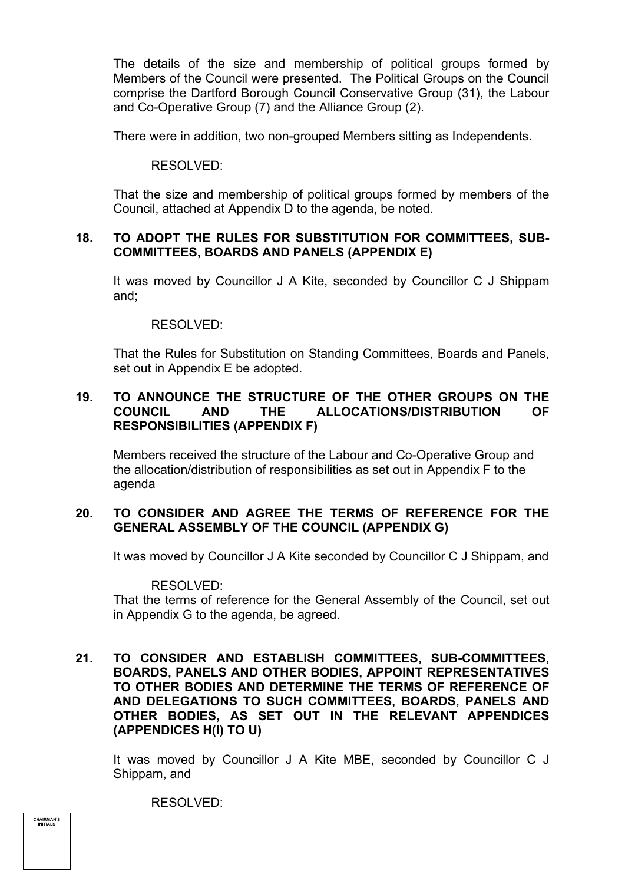The details of the size and membership of political groups formed by Members of the Council were presented. The Political Groups on the Council comprise the Dartford Borough Council Conservative Group (31), the Labour and Co-Operative Group (7) and the Alliance Group (2).

There were in addition, two non-grouped Members sitting as Independents.

RESOLVED:

That the size and membership of political groups formed by members of the Council, attached at Appendix D to the agenda, be noted.

**18. TO ADOPT THE RULES FOR SUBSTITUTION FOR COMMITTEES, SUB-COMMITTEES, BOARDS AND PANELS (APPENDIX E)**

It was moved by Councillor J A Kite, seconded by Councillor C J Shippam and;

RESOLVED:

That the Rules for Substitution on Standing Committees, Boards and Panels, set out in Appendix E be adopted.

**19. TO ANNOUNCE THE STRUCTURE OF THE OTHER GROUPS ON THE COUNCIL AND THE ALLOCATIONS/DISTRIBUTION OF RESPONSIBILITIES (APPENDIX F)**

Members received the structure of the Labour and Co-Operative Group and the allocation/distribution of responsibilities as set out in Appendix F to the agenda

**20. TO CONSIDER AND AGREE THE TERMS OF REFERENCE FOR THE GENERAL ASSEMBLY OF THE COUNCIL (APPENDIX G)**

It was moved by Councillor J A Kite seconded by Councillor C J Shippam, and

RESOLVED:

That the terms of reference for the General Assembly of the Council, set out in Appendix G to the agenda, be agreed.

**21. TO CONSIDER AND ESTABLISH COMMITTEES, SUB-COMMITTEES, BOARDS, PANELS AND OTHER BODIES, APPOINT REPRESENTATIVES TO OTHER BODIES AND DETERMINE THE TERMS OF REFERENCE OF AND DELEGATIONS TO SUCH COMMITTEES, BOARDS, PANELS AND OTHER BODIES, AS SET OUT IN THE RELEVANT APPENDICES (APPENDICES H(I) TO U)**

It was moved by Councillor J A Kite MBE, seconded by Councillor C J Shippam, and

RESOLVED:

CHAIRMAN'S INITIALS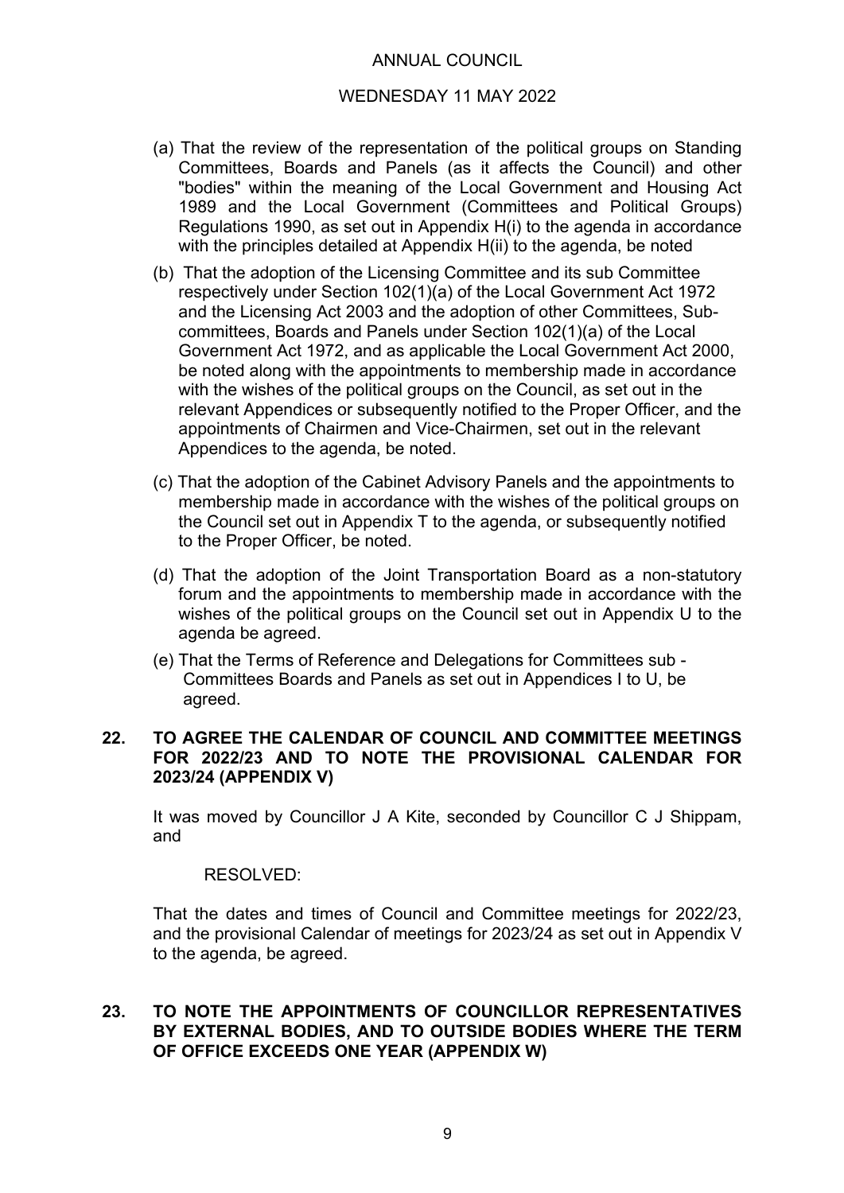(a) That the review of the representation of the political groups on Standing Committees, Boards and Panels (as it affects the Council) and other "bodies" within the meaning of the Local Government and Housing Act 1989 and the Local Government (Committees and Political Groups) Regulations 1990, as set out in Appendix H(i) to the agenda in accordance with the principles detailed at Appendix H(ii) to the agenda, be noted

(b) That the adoption of the Licensing Committee and its sub Committee respectively under Section 102(1)(a) of the Local Government Act 1972 and the Licensing Act 2003 and the adoption of other Committees, Sub-committees, Boards and Panels under Section 102(1)(a) of the Local Government Act 1972, and as applicable the Local Government Act 2000, be noted along with the appointments to membership made in accordance with the wishes of the political groups on the Council, as set out in the relevant Appendices or subsequently notified to the Proper Officer, and the appointments of Chairmen and Vice-Chairmen, set out in the relevant Appendices to the agenda, be noted.

(c) That the adoption of the Cabinet Advisory Panels and the appointments to membership made in accordance with the wishes of the political groups on the Council set out in Appendix T to the agenda, or subsequently notified to the Proper Officer, be noted.

(d) That the adoption of the Joint Transportation Board as a non-statutory forum and the appointments to membership made in accordance with the wishes of the political groups on the Council set out in Appendix U to the agenda be agreed.

(e) That the Terms of Reference and Delegations for Committees sub - Committees Boards and Panels as set out in Appendices I to U, be agreed.

## 22. TO AGREE THE CALENDAR OF COUNCIL AND COMMITTEE MEETINGS FOR 2022/23 AND TO NOTE THE PROVISIONAL CALENDAR FOR 2023/24 (APPENDIX V)

It was moved by Councillor J A Kite, seconded by Councillor C J Shippam, and

RESOLVED:

That the dates and times of Council and Committee meetings for 2022/23, and the provisional Calendar of meetings for 2023/24 as set out in Appendix V to the agenda, be agreed.

## 23. TO NOTE THE APPOINTMENTS OF COUNCILLOR REPRESENTATIVES BY EXTERNAL BODIES, AND TO OUTSIDE BODIES WHERE THE TERM OF OFFICE EXCEEDS ONE YEAR (APPENDIX W)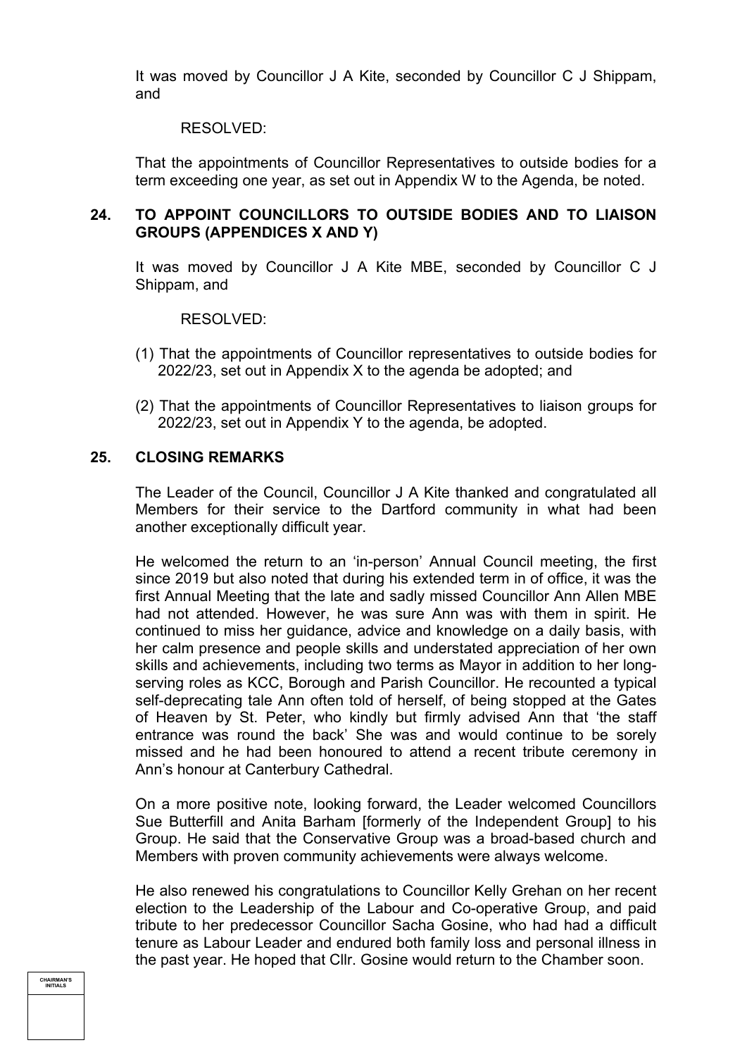It was moved by Councillor J A Kite, seconded by Councillor C J Shippam, and

RESOLVED:

That the appointments of Councillor Representatives to outside bodies for a term exceeding one year, as set out in Appendix W to the Agenda, be noted.

## 24. TO APPOINT COUNCILLORS TO OUTSIDE BODIES AND TO LIAISON GROUPS (APPENDICES X AND Y)

It was moved by Councillor J A Kite MBE, seconded by Councillor C J Shippam, and

RESOLVED:

(1) That the appointments of Councillor representatives to outside bodies for 2022/23, set out in Appendix X to the agenda be adopted; and

(2) That the appointments of Councillor Representatives to liaison groups for 2022/23, set out in Appendix Y to the agenda, be adopted.

## 25. CLOSING REMARKS

The Leader of the Council, Councillor J A Kite thanked and congratulated all Members for their service to the Dartford community in what had been another exceptionally difficult year.

He welcomed the return to an 'in-person' Annual Council meeting, the first since 2019 but also noted that during his extended term in of office, it was the first Annual Meeting that the late and sadly missed Councillor Ann Allen MBE had not attended. However, he was sure Ann was with them in spirit. He continued to miss her guidance, advice and knowledge on a daily basis, with her calm presence and people skills and understated appreciation of her own skills and achievements, including two terms as Mayor in addition to her long-serving roles as KCC, Borough and Parish Councillor. He recounted a typical self-deprecating tale Ann often told of herself, of being stopped at the Gates of Heaven by St. Peter, who kindly but firmly advised Ann that 'the staff entrance was round the back' She was and would continue to be sorely missed and he had been honoured to attend a recent tribute ceremony in Ann's honour at Canterbury Cathedral.

On a more positive note, looking forward, the Leader welcomed Councillors Sue Butterfill and Anita Barham [formerly of the Independent Group] to his Group. He said that the Conservative Group was a broad-based church and Members with proven community achievements were always welcome.

He also renewed his congratulations to Councillor Kelly Grehan on her recent election to the Leadership of the Labour and Co-operative Group, and paid tribute to her predecessor Councillor Sacha Gosine, who had had a difficult tenure as Labour Leader and endured both family loss and personal illness in the past year. He hoped that Cllr. Gosine would return to the Chamber soon.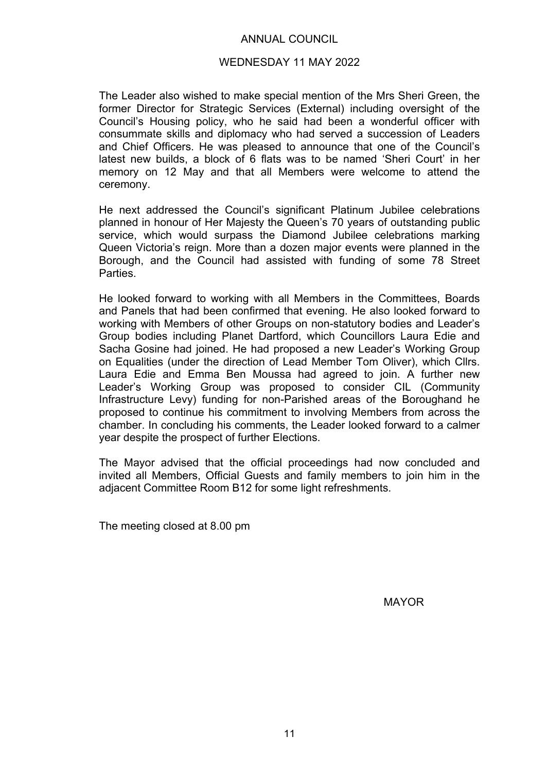The Leader also wished to make special mention of the Mrs Sheri Green, the former Director for Strategic Services (External) including oversight of the Council's Housing policy, who he said had been a wonderful officer with consummate skills and diplomacy who had served a succession of Leaders and Chief Officers. He was pleased to announce that one of the Council's latest new builds, a block of 6 flats was to be named 'Sheri Court' in her memory on 12 May and that all Members were welcome to attend the ceremony.

He next addressed the Council's significant Platinum Jubilee celebrations planned in honour of Her Majesty the Queen's 70 years of outstanding public service, which would surpass the Diamond Jubilee celebrations marking Queen Victoria's reign. More than a dozen major events were planned in the Borough, and the Council had assisted with funding of some 78 Street Parties.

He looked forward to working with all Members in the Committees, Boards and Panels that had been confirmed that evening. He also looked forward to working with Members of other Groups on non-statutory bodies and Leader's Group bodies including Planet Dartford, which Councillors Laura Edie and Sacha Gosine had joined. He had proposed a new Leader's Working Group on Equalities (under the direction of Lead Member Tom Oliver), which Cllrs. Laura Edie and Emma Ben Moussa had agreed to join. A further new Leader's Working Group was proposed to consider CIL (Community Infrastructure Levy) funding for non-Parished areas of the Boroughand he proposed to continue his commitment to involving Members from across the chamber. In concluding his comments, the Leader looked forward to a calmer year despite the prospect of further Elections.

The Mayor advised that the official proceedings had now concluded and invited all Members, Official Guests and family members to join him in the adjacent Committee Room B12 for some light refreshments.

The meeting closed at 8.00 pm

MAYOR